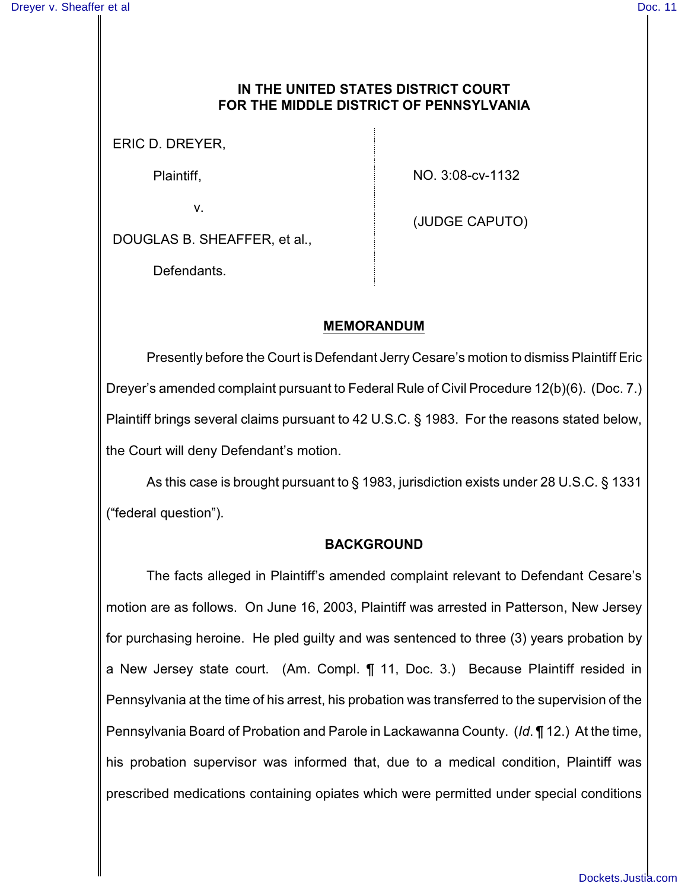**IN THE UNITED STATES DISTRICT COURT**
**FOR THE MIDDLE DISTRICT OF PENNSYLVANIA**

| | |
|---|---|
| ERIC D. DREYER, | |
| Plaintiff, | NO. 3:08-cv-1132 |
| v. | |
| DOUGLAS B. SHEAFFER, et al., | (JUDGE CAPUTO) |
| Defendants. | |

## MEMORANDUM

Presently before the Court is Defendant Jerry Cesare's motion to dismiss Plaintiff Eric Dreyer's amended complaint pursuant to Federal Rule of Civil Procedure 12(b)(6). (Doc. 7.) Plaintiff brings several claims pursuant to 42 U.S.C. § 1983. For the reasons stated below, the Court will deny Defendant's motion.

As this case is brought pursuant to § 1983, jurisdiction exists under 28 U.S.C. § 1331 ("federal question").

### BACKGROUND

The facts alleged in Plaintiff's amended complaint relevant to Defendant Cesare's motion are as follows. On June 16, 2003, Plaintiff was arrested in Patterson, New Jersey for purchasing heroine. He pled guilty and was sentenced to three (3) years probation by a New Jersey state court. (Am. Compl. ¶ 11, Doc. 3.) Because Plaintiff resided in Pennsylvania at the time of his arrest, his probation was transferred to the supervision of the Pennsylvania Board of Probation and Parole in Lackawanna County. (*Id.* ¶ 12.) At the time, his probation supervisor was informed that, due to a medical condition, Plaintiff was prescribed medications containing opiates which were permitted under special conditions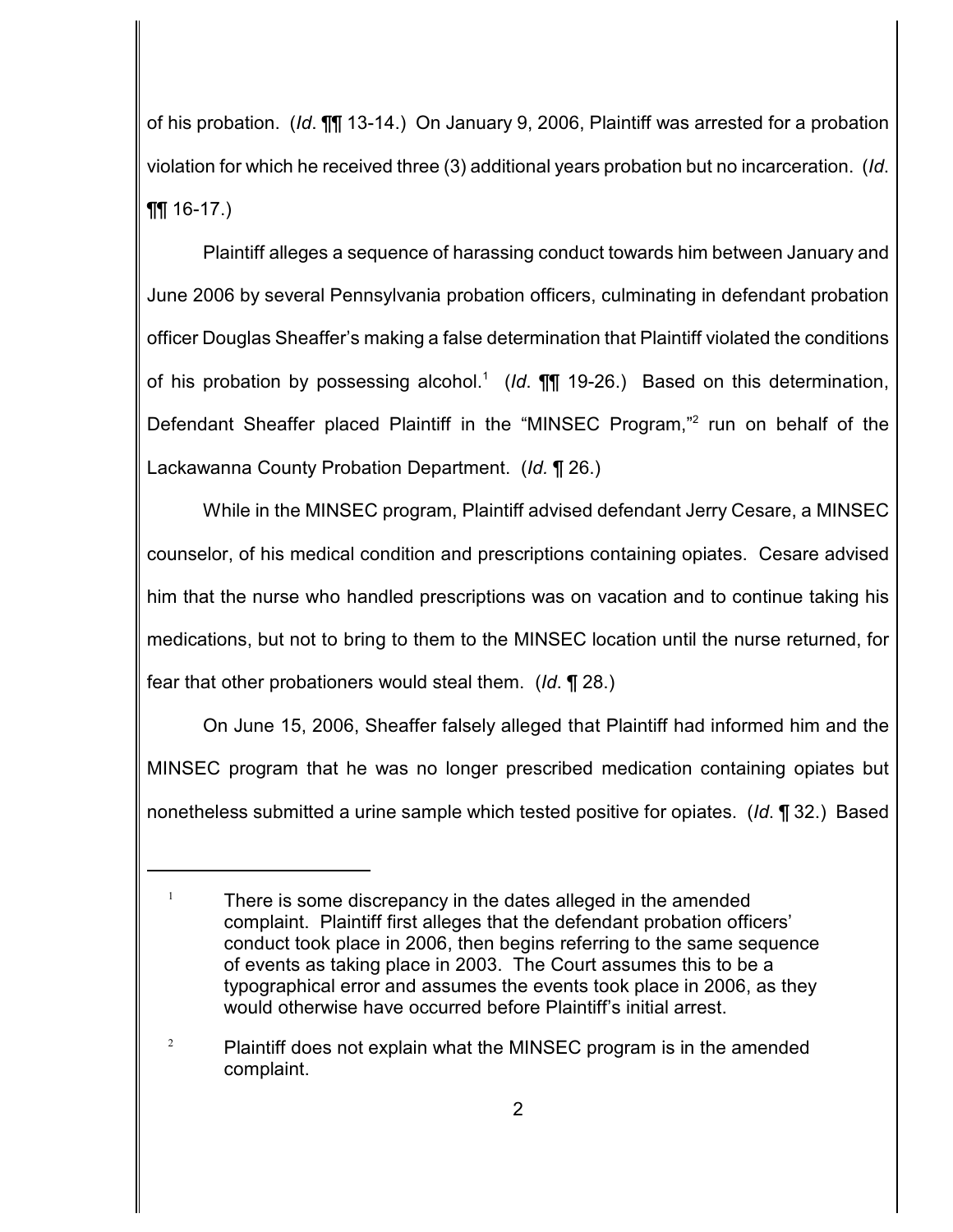of his probation. (*Id*. ¶¶ 13-14.) On January 9, 2006, Plaintiff was arrested for a probation violation for which he received three (3) additional years probation but no incarceration. (*Id*. ¶¶ 16-17.)

Plaintiff alleges a sequence of harassing conduct towards him between January and June 2006 by several Pennsylvania probation officers, culminating in defendant probation officer Douglas Sheaffer's making a false determination that Plaintiff violated the conditions of his probation by possessing alcohol.[1] (*Id*. ¶¶ 19-26.) Based on this determination, Defendant Sheaffer placed Plaintiff in the "MINSEC Program,"[2] run on behalf of the Lackawanna County Probation Department. (*Id.* ¶ 26.)

While in the MINSEC program, Plaintiff advised defendant Jerry Cesare, a MINSEC counselor, of his medical condition and prescriptions containing opiates. Cesare advised him that the nurse who handled prescriptions was on vacation and to continue taking his medications, but not to bring to them to the MINSEC location until the nurse returned, for fear that other probationers would steal them. (*Id*. ¶ 28.)

On June 15, 2006, Sheaffer falsely alleged that Plaintiff had informed him and the MINSEC program that he was no longer prescribed medication containing opiates but nonetheless submitted a urine sample which tested positive for opiates. (*Id*. ¶ 32.) Based

---

[1] There is some discrepancy in the dates alleged in the amended complaint. Plaintiff first alleges that the defendant probation officers' conduct took place in 2006, then begins referring to the same sequence of events as taking place in 2003. The Court assumes this to be a typographical error and assumes the events took place in 2006, as they would otherwise have occurred before Plaintiff's initial arrest.

[2] Plaintiff does not explain what the MINSEC program is in the amended complaint.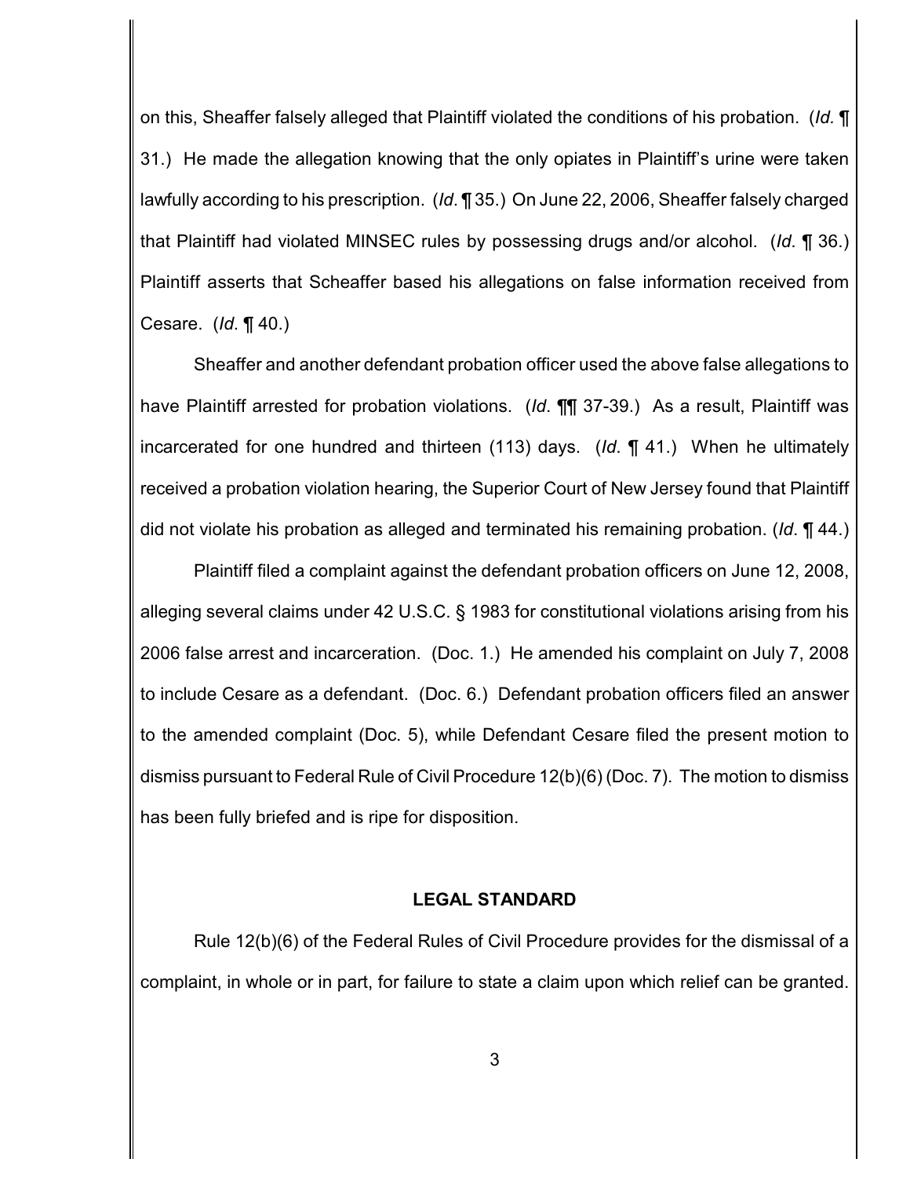on this, Sheaffer falsely alleged that Plaintiff violated the conditions of his probation. (*Id.* ¶ 31.) He made the allegation knowing that the only opiates in Plaintiff's urine were taken lawfully according to his prescription. (*Id.* ¶ 35.) On June 22, 2006, Sheaffer falsely charged that Plaintiff had violated MINSEC rules by possessing drugs and/or alcohol. (*Id.* ¶ 36.) Plaintiff asserts that Scheaffer based his allegations on false information received from Cesare. (*Id.* ¶ 40.)

Sheaffer and another defendant probation officer used the above false allegations to have Plaintiff arrested for probation violations. (*Id.* ¶¶ 37-39.) As a result, Plaintiff was incarcerated for one hundred and thirteen (113) days. (*Id.* ¶ 41.) When he ultimately received a probation violation hearing, the Superior Court of New Jersey found that Plaintiff did not violate his probation as alleged and terminated his remaining probation. (*Id.* ¶ 44.)

Plaintiff filed a complaint against the defendant probation officers on June 12, 2008, alleging several claims under 42 U.S.C. § 1983 for constitutional violations arising from his 2006 false arrest and incarceration. (Doc. 1.) He amended his complaint on July 7, 2008 to include Cesare as a defendant. (Doc. 6.) Defendant probation officers filed an answer to the amended complaint (Doc. 5), while Defendant Cesare filed the present motion to dismiss pursuant to Federal Rule of Civil Procedure 12(b)(6) (Doc. 7). The motion to dismiss has been fully briefed and is ripe for disposition.

## LEGAL STANDARD

Rule 12(b)(6) of the Federal Rules of Civil Procedure provides for the dismissal of a complaint, in whole or in part, for failure to state a claim upon which relief can be granted.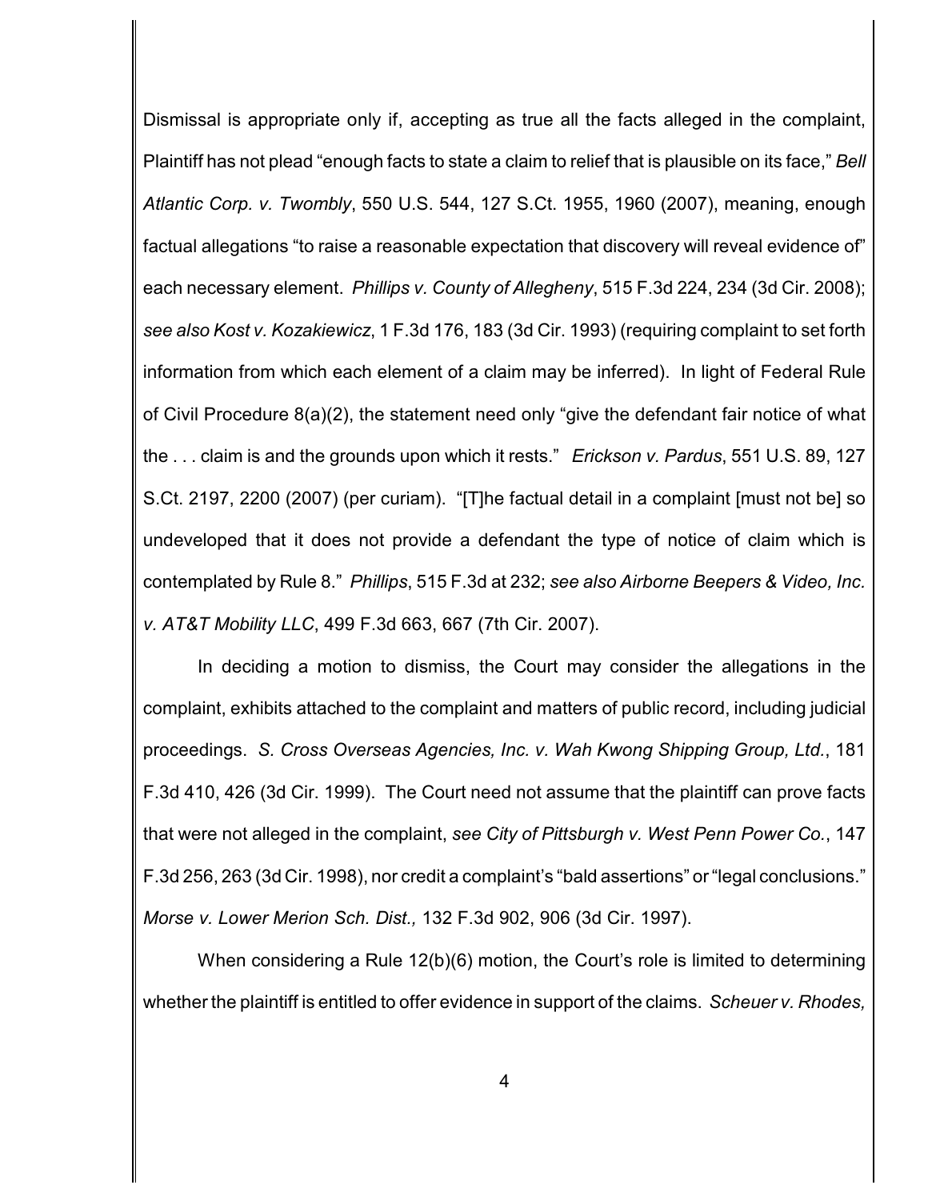Dismissal is appropriate only if, accepting as true all the facts alleged in the complaint, Plaintiff has not plead "enough facts to state a claim to relief that is plausible on its face," *Bell Atlantic Corp. v. Twombly*, 550 U.S. 544, 127 S.Ct. 1955, 1960 (2007), meaning, enough factual allegations "to raise a reasonable expectation that discovery will reveal evidence of" each necessary element. *Phillips v. County of Allegheny*, 515 F.3d 224, 234 (3d Cir. 2008); *see also Kost v. Kozakiewicz*, 1 F.3d 176, 183 (3d Cir. 1993) (requiring complaint to set forth information from which each element of a claim may be inferred). In light of Federal Rule of Civil Procedure 8(a)(2), the statement need only "give the defendant fair notice of what the . . . claim is and the grounds upon which it rests." *Erickson v. Pardus*, 551 U.S. 89, 127 S.Ct. 2197, 2200 (2007) (per curiam). "[T]he factual detail in a complaint [must not be] so undeveloped that it does not provide a defendant the type of notice of claim which is contemplated by Rule 8." *Phillips*, 515 F.3d at 232; *see also Airborne Beepers & Video, Inc. v. AT&T Mobility LLC*, 499 F.3d 663, 667 (7th Cir. 2007).

In deciding a motion to dismiss, the Court may consider the allegations in the complaint, exhibits attached to the complaint and matters of public record, including judicial proceedings. *S. Cross Overseas Agencies, Inc. v. Wah Kwong Shipping Group, Ltd.*, 181 F.3d 410, 426 (3d Cir. 1999). The Court need not assume that the plaintiff can prove facts that were not alleged in the complaint, *see City of Pittsburgh v. West Penn Power Co.*, 147 F.3d 256, 263 (3d Cir. 1998), nor credit a complaint's "bald assertions" or "legal conclusions." *Morse v. Lower Merion Sch. Dist.,* 132 F.3d 902, 906 (3d Cir. 1997).

When considering a Rule 12(b)(6) motion, the Court's role is limited to determining whether the plaintiff is entitled to offer evidence in support of the claims. *Scheuer v. Rhodes,*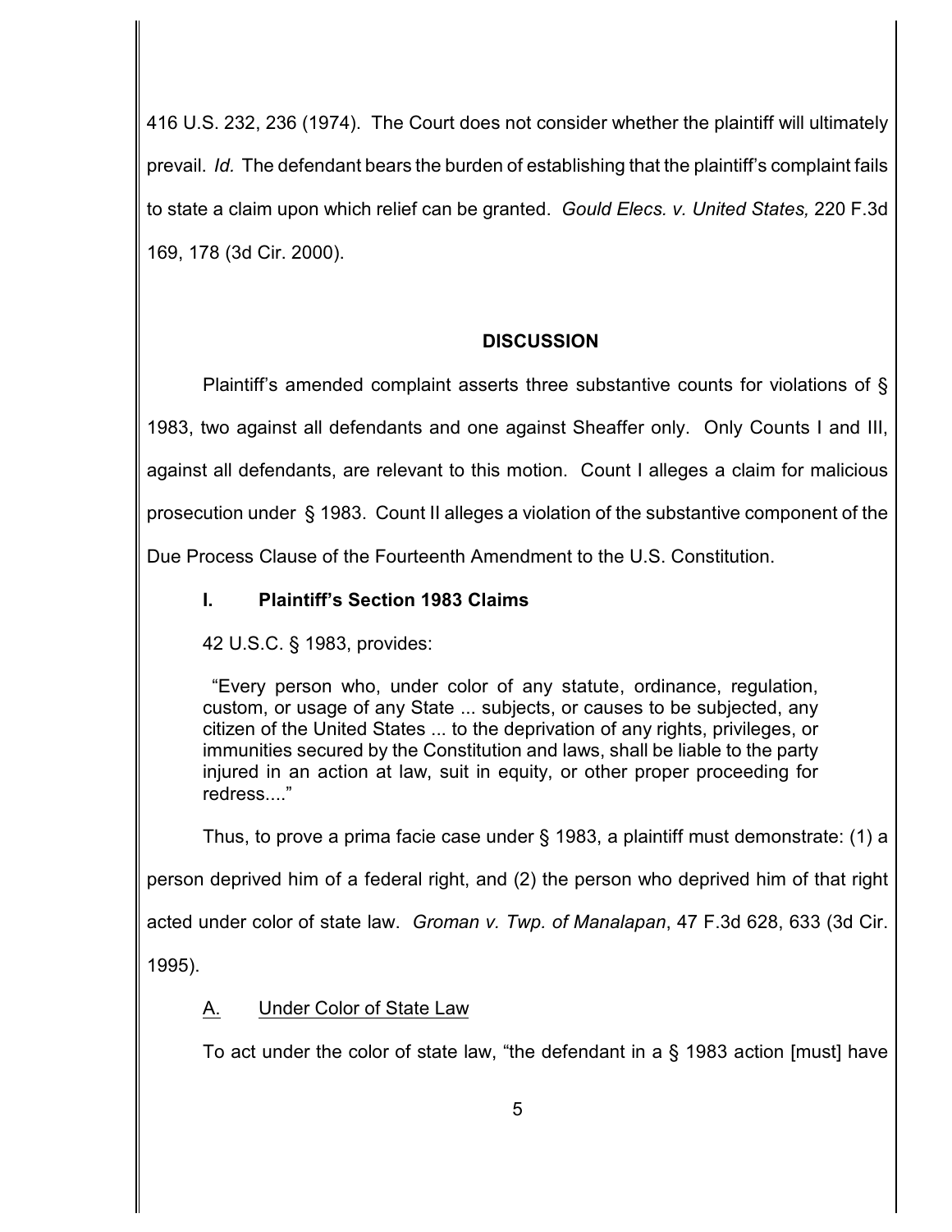416 U.S. 232, 236 (1974). The Court does not consider whether the plaintiff will ultimately prevail. *Id.* The defendant bears the burden of establishing that the plaintiff's complaint fails to state a claim upon which relief can be granted. *Gould Elecs. v. United States,* 220 F.3d 169, 178 (3d Cir. 2000).

## DISCUSSION

Plaintiff's amended complaint asserts three substantive counts for violations of § 1983, two against all defendants and one against Sheaffer only. Only Counts I and III, against all defendants, are relevant to this motion. Count I alleges a claim for malicious prosecution under § 1983. Count II alleges a violation of the substantive component of the Due Process Clause of the Fourteenth Amendment to the U.S. Constitution.

### I. Plaintiff's Section 1983 Claims

42 U.S.C. § 1983, provides:

> "Every person who, under color of any statute, ordinance, regulation, custom, or usage of any State ... subjects, or causes to be subjected, any citizen of the United States ... to the deprivation of any rights, privileges, or immunities secured by the Constitution and laws, shall be liable to the party injured in an action at law, suit in equity, or other proper proceeding for redress...."

Thus, to prove a prima facie case under § 1983, a plaintiff must demonstrate: (1) a person deprived him of a federal right, and (2) the person who deprived him of that right acted under color of state law. *Groman v. Twp. of Manalapan*, 47 F.3d 628, 633 (3d Cir. 1995).

#### A. Under Color of State Law

To act under the color of state law, "the defendant in a § 1983 action [must] have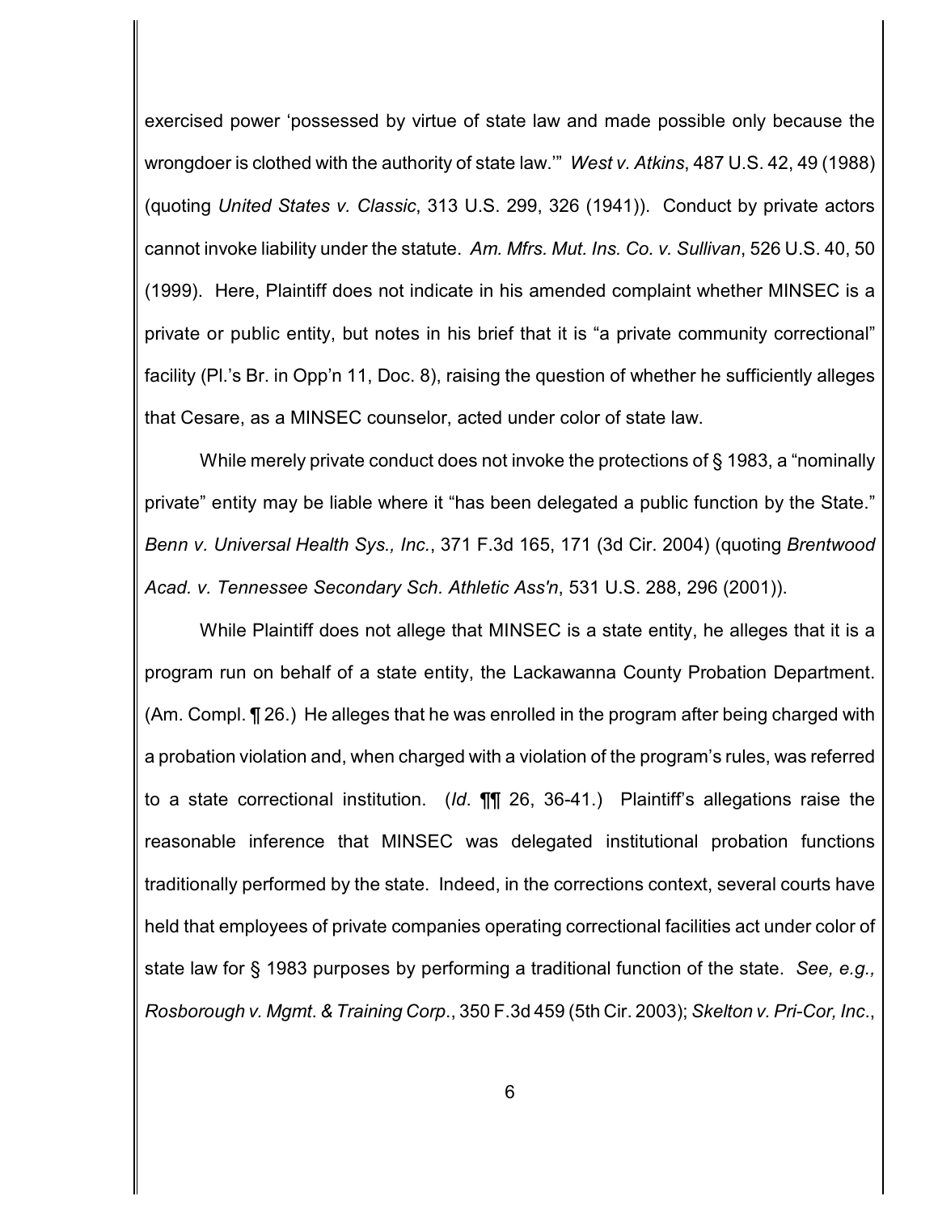exercised power 'possessed by virtue of state law and made possible only because the wrongdoer is clothed with the authority of state law.'" *West v. Atkins*, 487 U.S. 42, 49 (1988) (quoting *United States v. Classic*, 313 U.S. 299, 326 (1941)). Conduct by private actors cannot invoke liability under the statute. *Am. Mfrs. Mut. Ins. Co. v. Sullivan*, 526 U.S. 40, 50 (1999). Here, Plaintiff does not indicate in his amended complaint whether MINSEC is a private or public entity, but notes in his brief that it is "a private community correctional" facility (Pl.'s Br. in Opp'n 11, Doc. 8), raising the question of whether he sufficiently alleges that Cesare, as a MINSEC counselor, acted under color of state law.

While merely private conduct does not invoke the protections of § 1983, a "nominally private" entity may be liable where it "has been delegated a public function by the State." *Benn v. Universal Health Sys., Inc.*, 371 F.3d 165, 171 (3d Cir. 2004) (quoting *Brentwood Acad. v. Tennessee Secondary Sch. Athletic Ass'n*, 531 U.S. 288, 296 (2001)).

While Plaintiff does not allege that MINSEC is a state entity, he alleges that it is a program run on behalf of a state entity, the Lackawanna County Probation Department. (Am. Compl. ¶ 26.) He alleges that he was enrolled in the program after being charged with a probation violation and, when charged with a violation of the program's rules, was referred to a state correctional institution. (*Id*. ¶¶ 26, 36-41.) Plaintiff's allegations raise the reasonable inference that MINSEC was delegated institutional probation functions traditionally performed by the state. Indeed, in the corrections context, several courts have held that employees of private companies operating correctional facilities act under color of state law for § 1983 purposes by performing a traditional function of the state. *See, e.g., Rosborough v. Mgmt. & Training Corp*., 350 F.3d 459 (5th Cir. 2003); *Skelton v. Pri-Cor, Inc*.,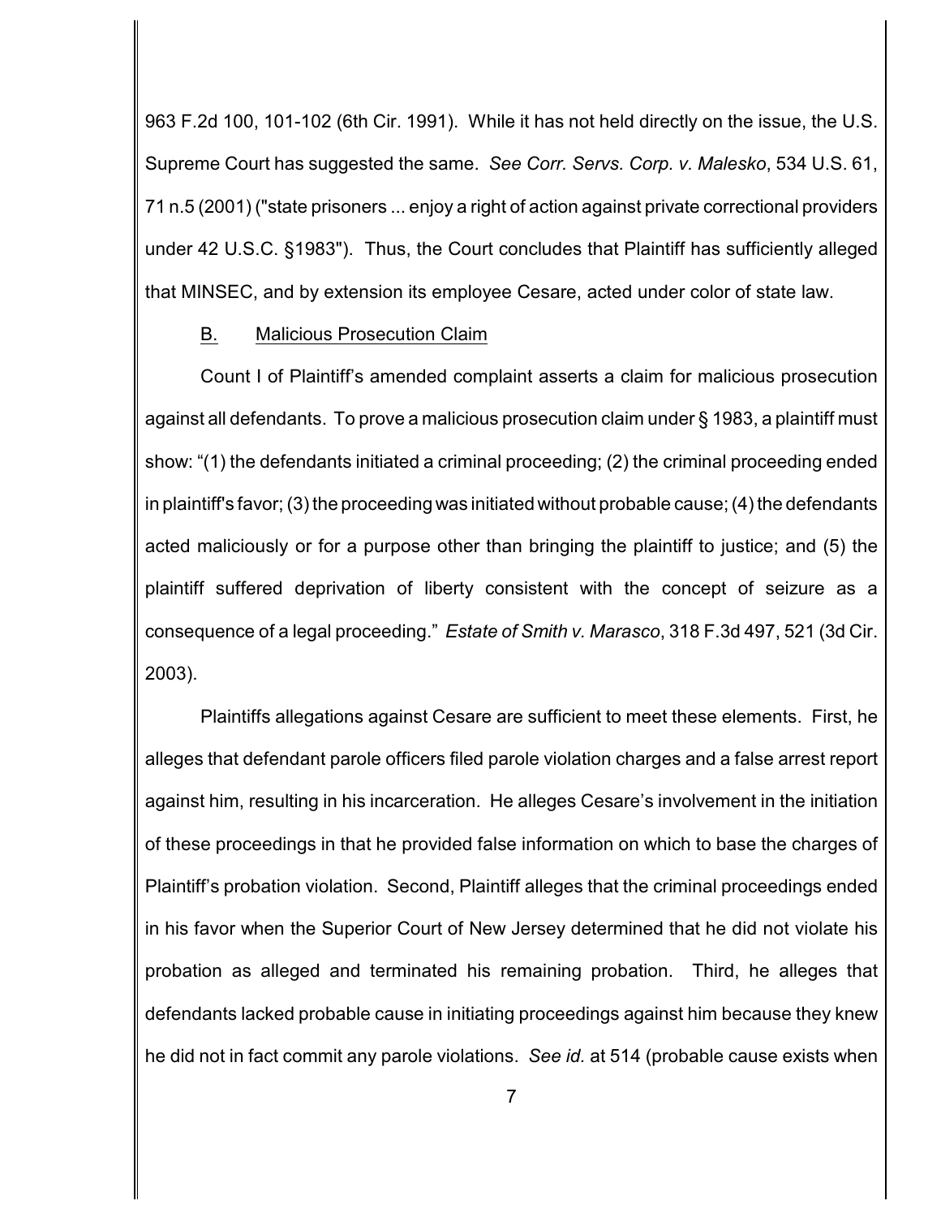963 F.2d 100, 101-102 (6th Cir. 1991). While it has not held directly on the issue, the U.S. Supreme Court has suggested the same. *See Corr. Servs. Corp. v. Malesko*, 534 U.S. 61, 71 n.5 (2001) ("state prisoners ... enjoy a right of action against private correctional providers under 42 U.S.C. §1983"). Thus, the Court concludes that Plaintiff has sufficiently alleged that MINSEC, and by extension its employee Cesare, acted under color of state law.

B. Malicious Prosecution Claim

Count I of Plaintiff's amended complaint asserts a claim for malicious prosecution against all defendants. To prove a malicious prosecution claim under § 1983, a plaintiff must show: "(1) the defendants initiated a criminal proceeding; (2) the criminal proceeding ended in plaintiff's favor; (3) the proceeding was initiated without probable cause; (4) the defendants acted maliciously or for a purpose other than bringing the plaintiff to justice; and (5) the plaintiff suffered deprivation of liberty consistent with the concept of seizure as a consequence of a legal proceeding." *Estate of Smith v. Marasco*, 318 F.3d 497, 521 (3d Cir. 2003).

Plaintiffs allegations against Cesare are sufficient to meet these elements. First, he alleges that defendant parole officers filed parole violation charges and a false arrest report against him, resulting in his incarceration. He alleges Cesare's involvement in the initiation of these proceedings in that he provided false information on which to base the charges of Plaintiff's probation violation. Second, Plaintiff alleges that the criminal proceedings ended in his favor when the Superior Court of New Jersey determined that he did not violate his probation as alleged and terminated his remaining probation. Third, he alleges that defendants lacked probable cause in initiating proceedings against him because they knew he did not in fact commit any parole violations. *See id.* at 514 (probable cause exists when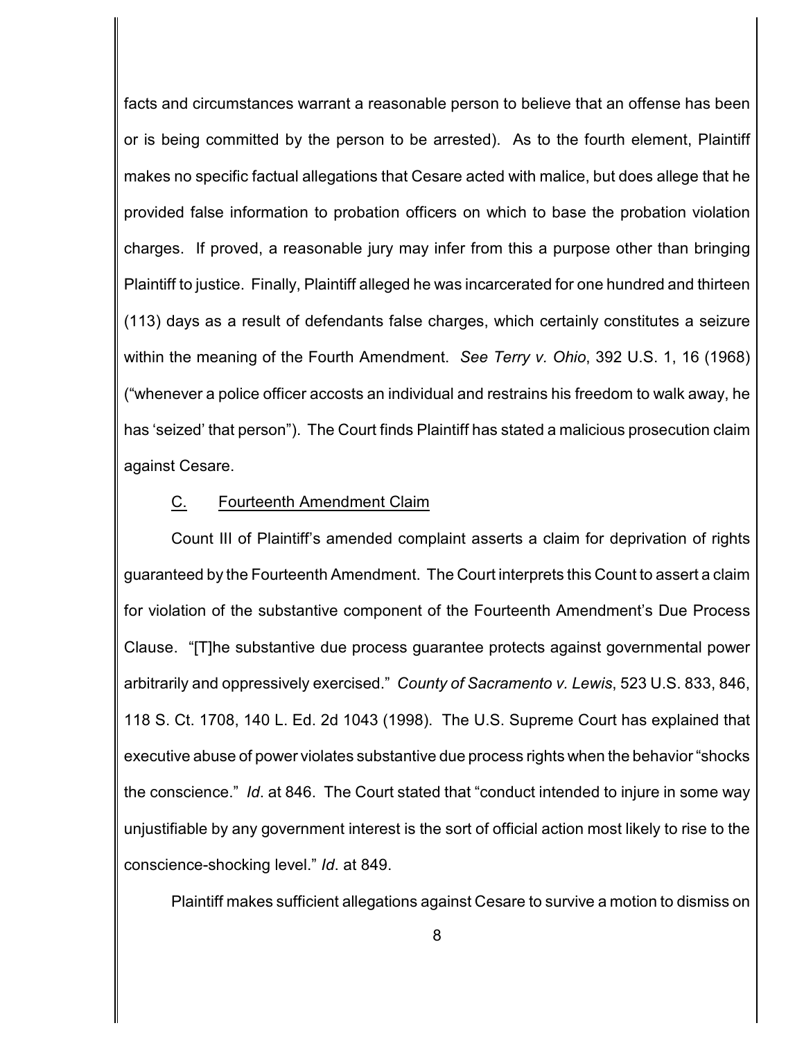facts and circumstances warrant a reasonable person to believe that an offense has been or is being committed by the person to be arrested). As to the fourth element, Plaintiff makes no specific factual allegations that Cesare acted with malice, but does allege that he provided false information to probation officers on which to base the probation violation charges. If proved, a reasonable jury may infer from this a purpose other than bringing Plaintiff to justice. Finally, Plaintiff alleged he was incarcerated for one hundred and thirteen (113) days as a result of defendants false charges, which certainly constitutes a seizure within the meaning of the Fourth Amendment. *See Terry v. Ohio*, 392 U.S. 1, 16 (1968) ("whenever a police officer accosts an individual and restrains his freedom to walk away, he has 'seized' that person"). The Court finds Plaintiff has stated a malicious prosecution claim against Cesare.

C. Fourteenth Amendment Claim

Count III of Plaintiff's amended complaint asserts a claim for deprivation of rights guaranteed by the Fourteenth Amendment. The Court interprets this Count to assert a claim for violation of the substantive component of the Fourteenth Amendment's Due Process Clause. "[T]he substantive due process guarantee protects against governmental power arbitrarily and oppressively exercised." *County of Sacramento v. Lewis*, 523 U.S. 833, 846, 118 S. Ct. 1708, 140 L. Ed. 2d 1043 (1998). The U.S. Supreme Court has explained that executive abuse of power violates substantive due process rights when the behavior "shocks the conscience." *Id*. at 846. The Court stated that "conduct intended to injure in some way unjustifiable by any government interest is the sort of official action most likely to rise to the conscience-shocking level." *Id*. at 849.

Plaintiff makes sufficient allegations against Cesare to survive a motion to dismiss on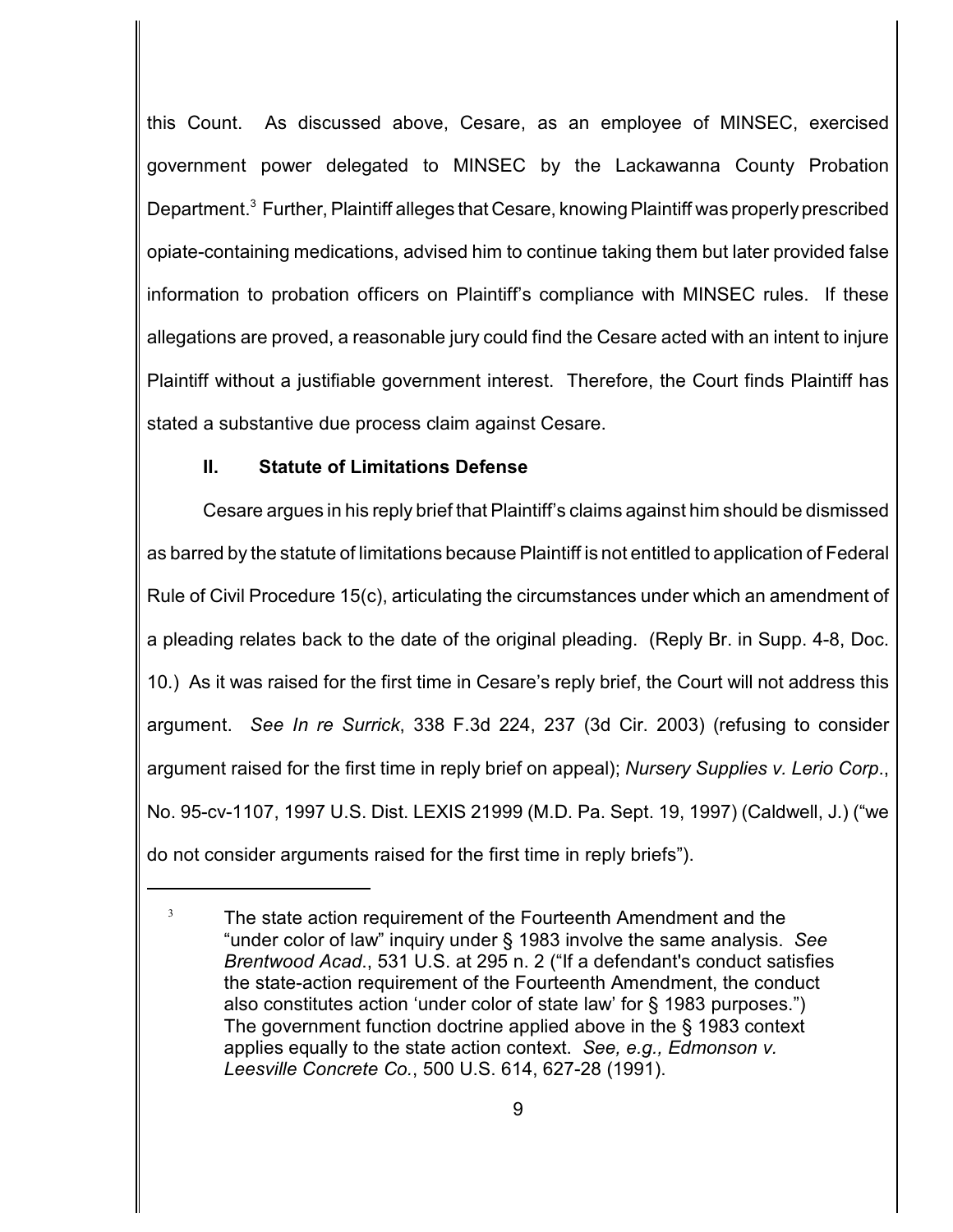this Count. As discussed above, Cesare, as an employee of MINSEC, exercised government power delegated to MINSEC by the Lackawanna County Probation Department.[3] Further, Plaintiff alleges that Cesare, knowing Plaintiff was properly prescribed opiate-containing medications, advised him to continue taking them but later provided false information to probation officers on Plaintiff's compliance with MINSEC rules. If these allegations are proved, a reasonable jury could find the Cesare acted with an intent to injure Plaintiff without a justifiable government interest. Therefore, the Court finds Plaintiff has stated a substantive due process claim against Cesare.

### II. Statute of Limitations Defense

Cesare argues in his reply brief that Plaintiff's claims against him should be dismissed as barred by the statute of limitations because Plaintiff is not entitled to application of Federal Rule of Civil Procedure 15(c), articulating the circumstances under which an amendment of a pleading relates back to the date of the original pleading. (Reply Br. in Supp. 4-8, Doc. 10.) As it was raised for the first time in Cesare's reply brief, the Court will not address this argument. *See In re Surrick*, 338 F.3d 224, 237 (3d Cir. 2003) (refusing to consider argument raised for the first time in reply brief on appeal); *Nursery Supplies v. Lerio Corp.*, No. 95-cv-1107, 1997 U.S. Dist. LEXIS 21999 (M.D. Pa. Sept. 19, 1997) (Caldwell, J.) ("we do not consider arguments raised for the first time in reply briefs").

---

[3] The state action requirement of the Fourteenth Amendment and the "under color of law" inquiry under § 1983 involve the same analysis. *See Brentwood Acad.*, 531 U.S. at 295 n. 2 ("If a defendant's conduct satisfies the state-action requirement of the Fourteenth Amendment, the conduct also constitutes action 'under color of state law' for § 1983 purposes.") The government function doctrine applied above in the § 1983 context applies equally to the state action context. *See, e.g., Edmonson v. Leesville Concrete Co.*, 500 U.S. 614, 627-28 (1991).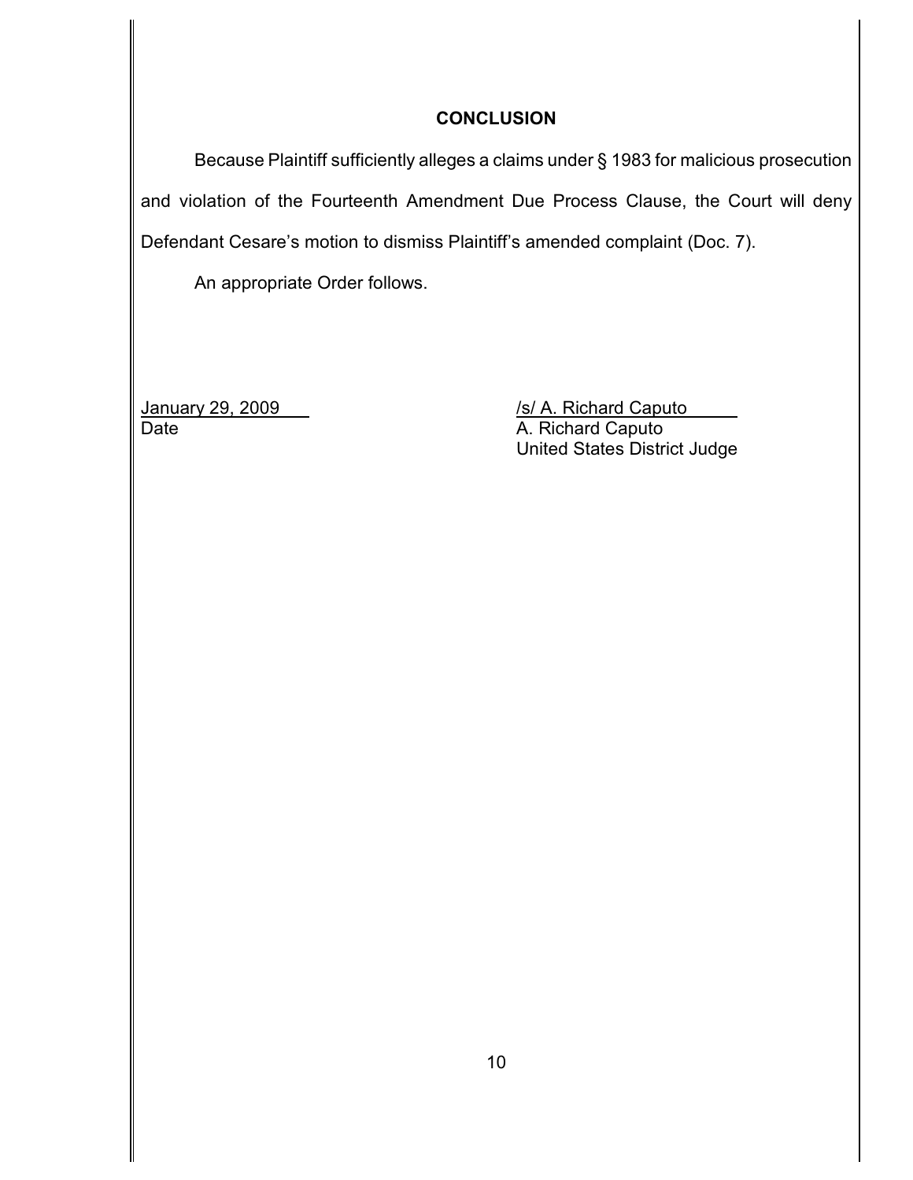## CONCLUSION

Because Plaintiff sufficiently alleges a claims under § 1983 for malicious prosecution and violation of the Fourteenth Amendment Due Process Clause, the Court will deny Defendant Cesare's motion to dismiss Plaintiff's amended complaint (Doc. 7).

An appropriate Order follows.

January 29, 2009
Date

/s/ A. Richard Caputo
A. Richard Caputo
United States District Judge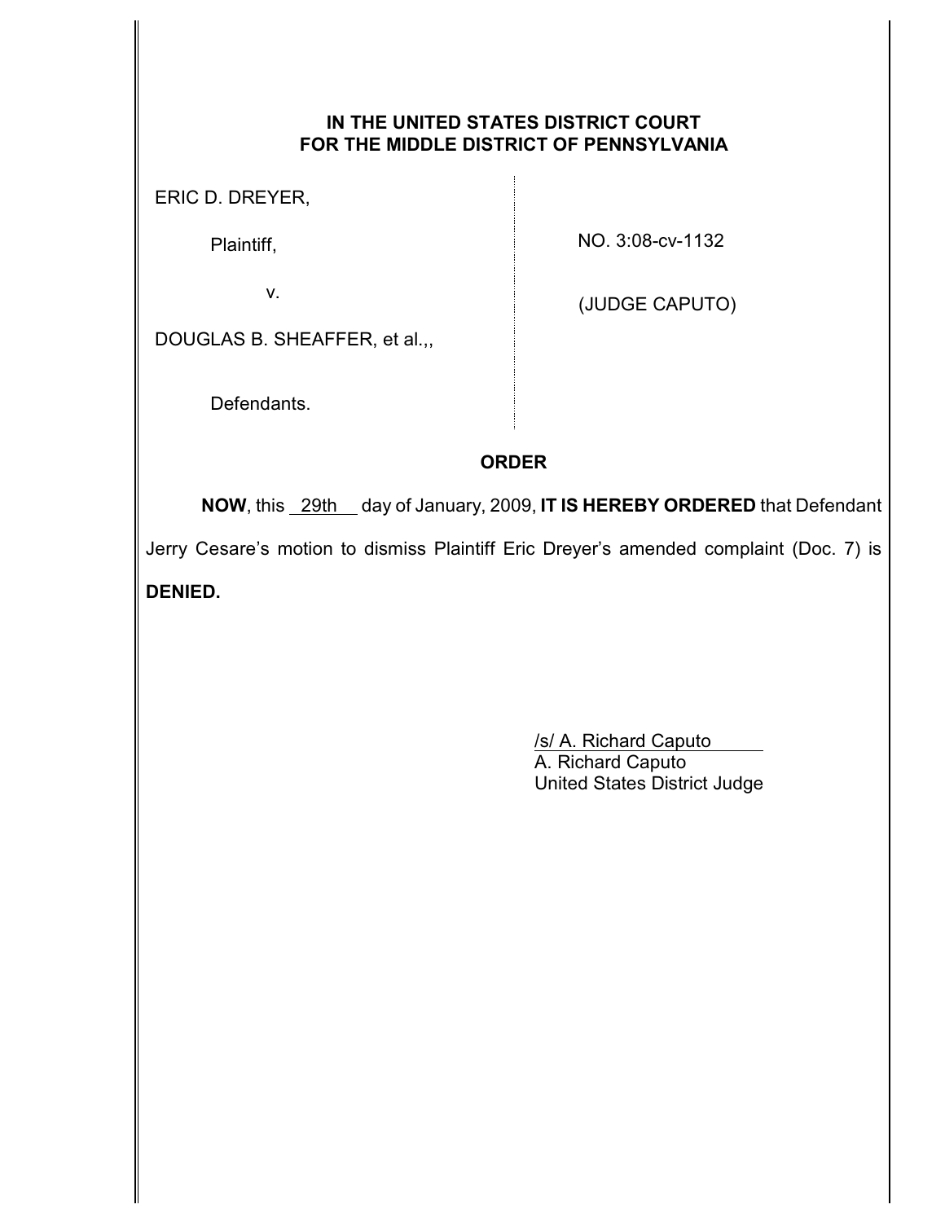**IN THE UNITED STATES DISTRICT COURT**
**FOR THE MIDDLE DISTRICT OF PENNSYLVANIA**

| | |
|---|---|
| ERIC D. DREYER, | |
| Plaintiff, | NO. 3:08-cv-1132 |
| v. | (JUDGE CAPUTO) |
| DOUGLAS B. SHEAFFER, et al.,, | |
| Defendants. | |

## ORDER

**NOW**, this 29th day of January, 2009, **IT IS HEREBY ORDERED** that Defendant Jerry Cesare's motion to dismiss Plaintiff Eric Dreyer's amended complaint (Doc. 7) is **DENIED.**

/s/ A. Richard Caputo
A. Richard Caputo
United States District Judge